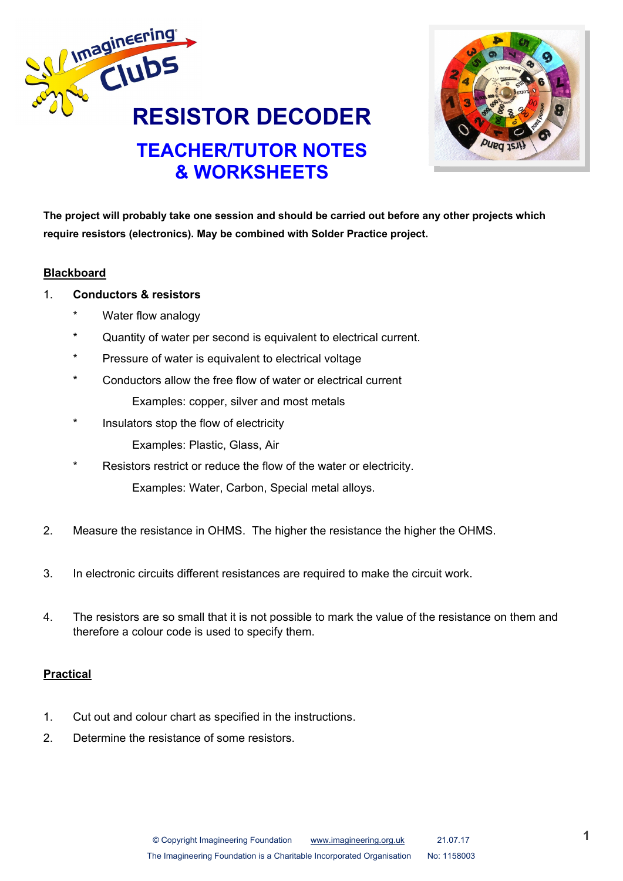# RESISTOR DECODER

## TEACHER/TUTOR NOTES & WORKSHEETS

**The project will probably take one session and should be carried out before any other projects which require resistors (electronics). May be combined with Solder Practice project.**

**Blackboard**

1. **Conductors & resistors**
   * Water flow analogy
   * Quantity of water per second is equivalent to electrical current.
   * Pressure of water is equivalent to electrical voltage
   * Conductors allow the free flow of water or electrical current

     Examples: copper, silver and most metals
   * Insulators stop the flow of electricity

     Examples: Plastic, Glass, Air
   * Resistors restrict or reduce the flow of the water or electricity.

     Examples: Water, Carbon, Special metal alloys.

2. Measure the resistance in OHMS. The higher the resistance the higher the OHMS.

3. In electronic circuits different resistances are required to make the circuit work.

4. The resistors are so small that it is not possible to mark the value of the resistance on them and therefore a colour code is used to specify them.

**Practical**

1. Cut out and colour chart as specified in the instructions.
2. Determine the resistance of some resistors.

© Copyright Imagineering Foundation www.imagineering.org.uk 21.07.17

The Imagineering Foundation is a Charitable Incorporated Organisation No: 1158003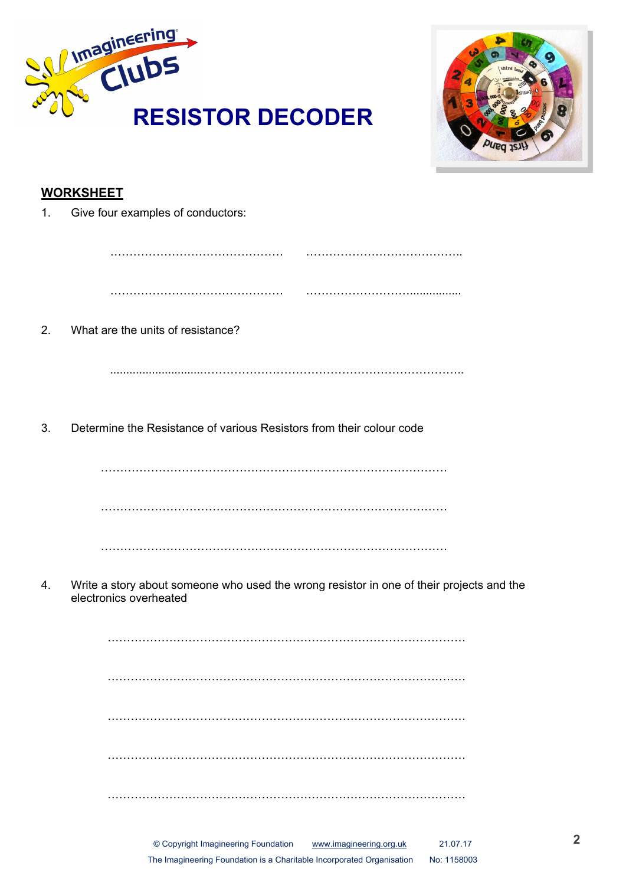# RESISTOR DECODER

## WORKSHEET

1. Give four examples of conductors:

   ……………………………………… ……………………………………..

   ……………………………………… ……………………………………..

2. What are the units of resistance?

   ………………………………………………………………………………..

3. Determine the Resistance of various Resistors from their colour code

   ………………………………………………………………………………

   ………………………………………………………………………………

   ………………………………………………………………………………

4. Write a story about someone who used the wrong resistor in one of their projects and the electronics overheated

   ………………………………………………………………………………

   ………………………………………………………………………………

   ………………………………………………………………………………

   ………………………………………………………………………………

   ………………………………………………………………………………

© Copyright Imagineering Foundation www.imagineering.org.uk 21.07.17

The Imagineering Foundation is a Charitable Incorporated Organisation No: 1158003